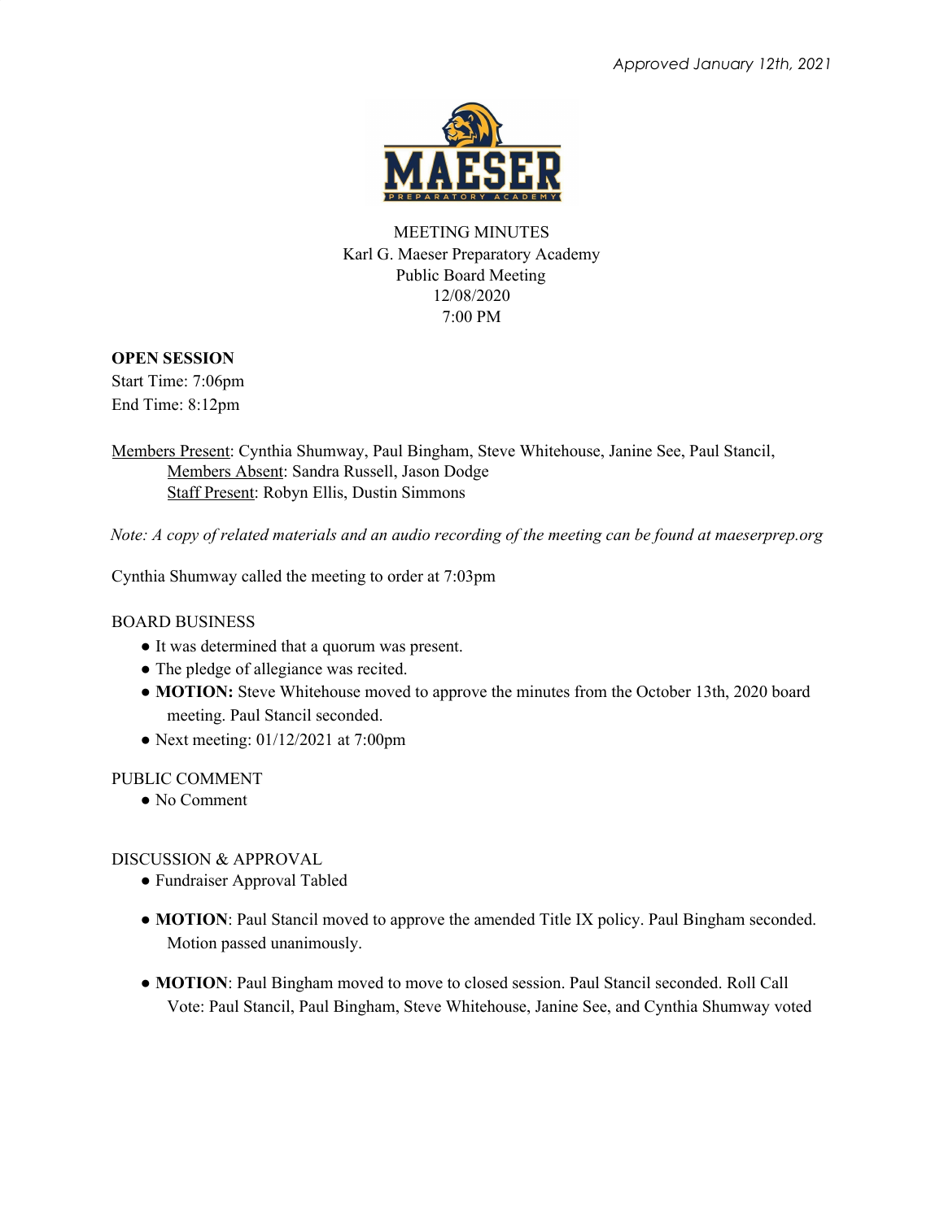*Approved January 12th, 2021*

MEETING MINUTES
Karl G. Maeser Preparatory Academy
Public Board Meeting
12/08/2020
7:00 PM

**OPEN SESSION**
Start Time: 7:06pm
End Time: 8:12pm

Members Present: Cynthia Shumway, Paul Bingham, Steve Whitehouse, Janine See, Paul Stancil,
Members Absent: Sandra Russell, Jason Dodge
Staff Present: Robyn Ellis, Dustin Simmons

*Note: A copy of related materials and an audio recording of the meeting can be found at maeserprep.org*

Cynthia Shumway called the meeting to order at 7:03pm

BOARD BUSINESS

- It was determined that a quorum was present.
- The pledge of allegiance was recited.
- **MOTION:** Steve Whitehouse moved to approve the minutes from the October 13th, 2020 board meeting. Paul Stancil seconded.
- Next meeting: 01/12/2021 at 7:00pm

PUBLIC COMMENT

- No Comment

DISCUSSION & APPROVAL

- Fundraiser Approval Tabled
- **MOTION**: Paul Stancil moved to approve the amended Title IX policy. Paul Bingham seconded. Motion passed unanimously.
- **MOTION**: Paul Bingham moved to move to closed session. Paul Stancil seconded. Roll Call Vote: Paul Stancil, Paul Bingham, Steve Whitehouse, Janine See, and Cynthia Shumway voted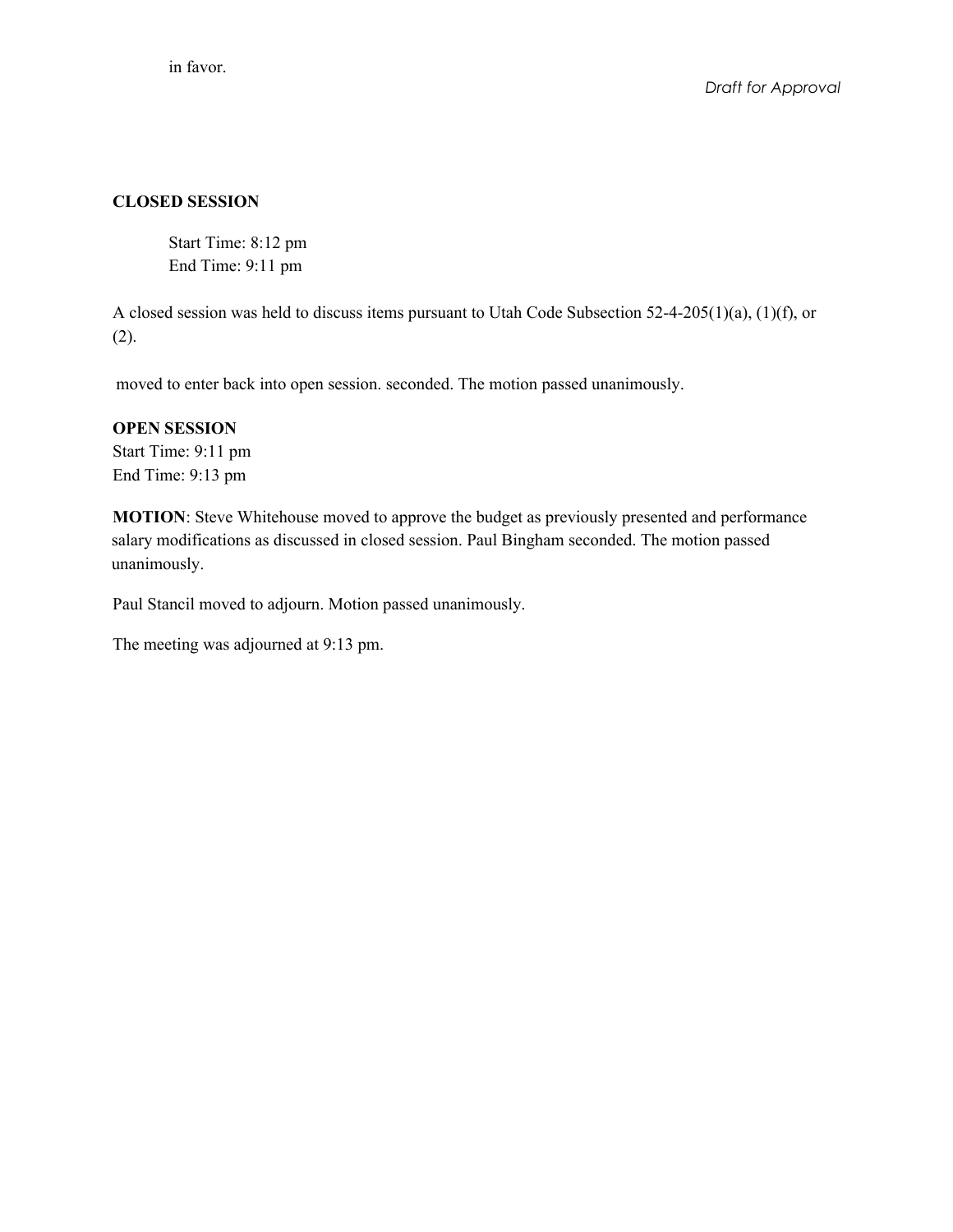in favor.

*Draft for Approval*

**CLOSED SESSION**

Start Time: 8:12 pm
End Time: 9:11 pm

A closed session was held to discuss items pursuant to Utah Code Subsection 52-4-205(1)(a), (1)(f), or (2).

moved to enter back into open session. seconded. The motion passed unanimously.

**OPEN SESSION**
Start Time: 9:11 pm
End Time: 9:13 pm

**MOTION**: Steve Whitehouse moved to approve the budget as previously presented and performance salary modifications as discussed in closed session. Paul Bingham seconded. The motion passed unanimously.

Paul Stancil moved to adjourn. Motion passed unanimously.

The meeting was adjourned at 9:13 pm.